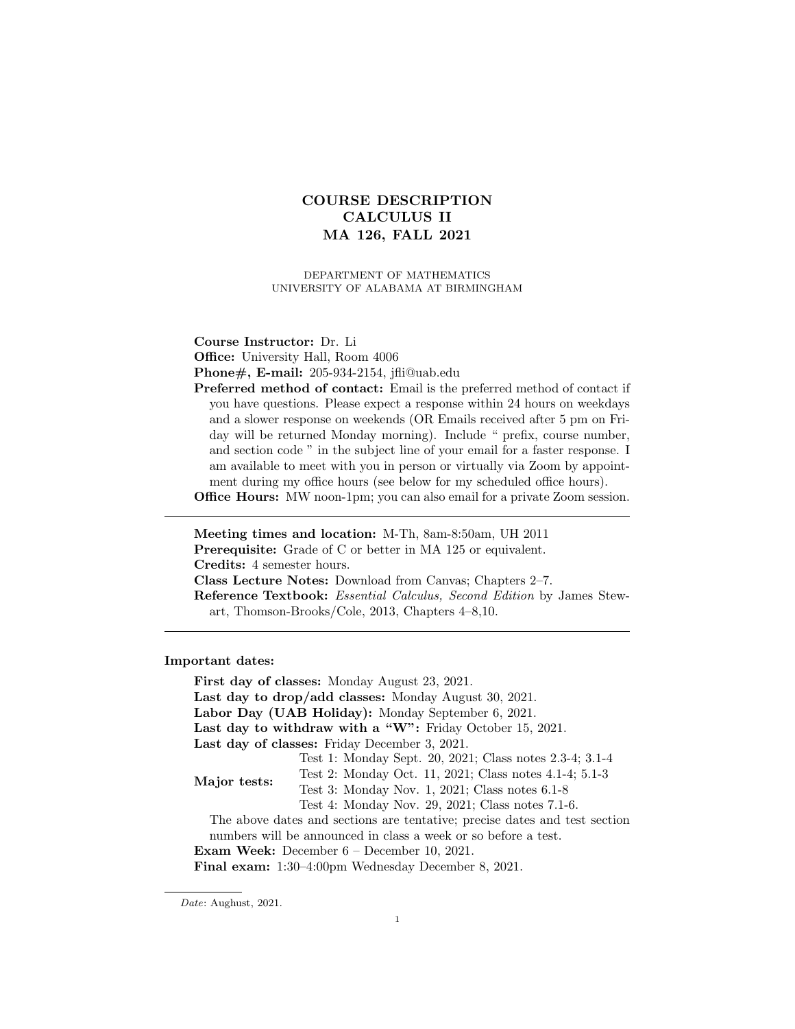# COURSE DESCRIPTION
# CALCULUS II
# MA 126, FALL 2021

DEPARTMENT OF MATHEMATICS
UNIVERSITY OF ALABAMA AT BIRMINGHAM

**Course Instructor:** Dr. Li
**Office:** University Hall, Room 4006
**Phone#, E-mail:** 205-934-2154, jfli@uab.edu
**Preferred method of contact:** Email is the preferred method of contact if you have questions. Please expect a response within 24 hours on weekdays and a slower response on weekends (OR Emails received after 5 pm on Friday will be returned Monday morning). Include " prefix, course number, and section code " in the subject line of your email for a faster response. I am available to meet with you in person or virtually via Zoom by appointment during my office hours (see below for my scheduled office hours).
**Office Hours:** MW noon-1pm; you can also email for a private Zoom session.

---

**Meeting times and location:** M-Th, 8am-8:50am, UH 2011
**Prerequisite:** Grade of C or better in MA 125 or equivalent.
**Credits:** 4 semester hours.
**Class Lecture Notes:** Download from Canvas; Chapters 2–7.
**Reference Textbook:** *Essential Calculus, Second Edition* by James Stewart, Thomson-Brooks/Cole, 2013, Chapters 4–8,10.

---

**Important dates:**

**First day of classes:** Monday August 23, 2021.
**Last day to drop/add classes:** Monday August 30, 2021.
**Labor Day (UAB Holiday):** Monday September 6, 2021.
**Last day to withdraw with a "W":** Friday October 15, 2021.
**Last day of classes:** Friday December 3, 2021.

**Major tests:**
- Test 1: Monday Sept. 20, 2021; Class notes 2.3-4; 3.1-4
- Test 2: Monday Oct. 11, 2021; Class notes 4.1-4; 5.1-3
- Test 3: Monday Nov. 1, 2021; Class notes 6.1-8
- Test 4: Monday Nov. 29, 2021; Class notes 7.1-6.

The above dates and sections are tentative; precise dates and test section numbers will be announced in class a week or so before a test.

**Exam Week:** December 6 – December 10, 2021.
**Final exam:** 1:30–4:00pm Wednesday December 8, 2021.

---

*Date*: Aughust, 2021.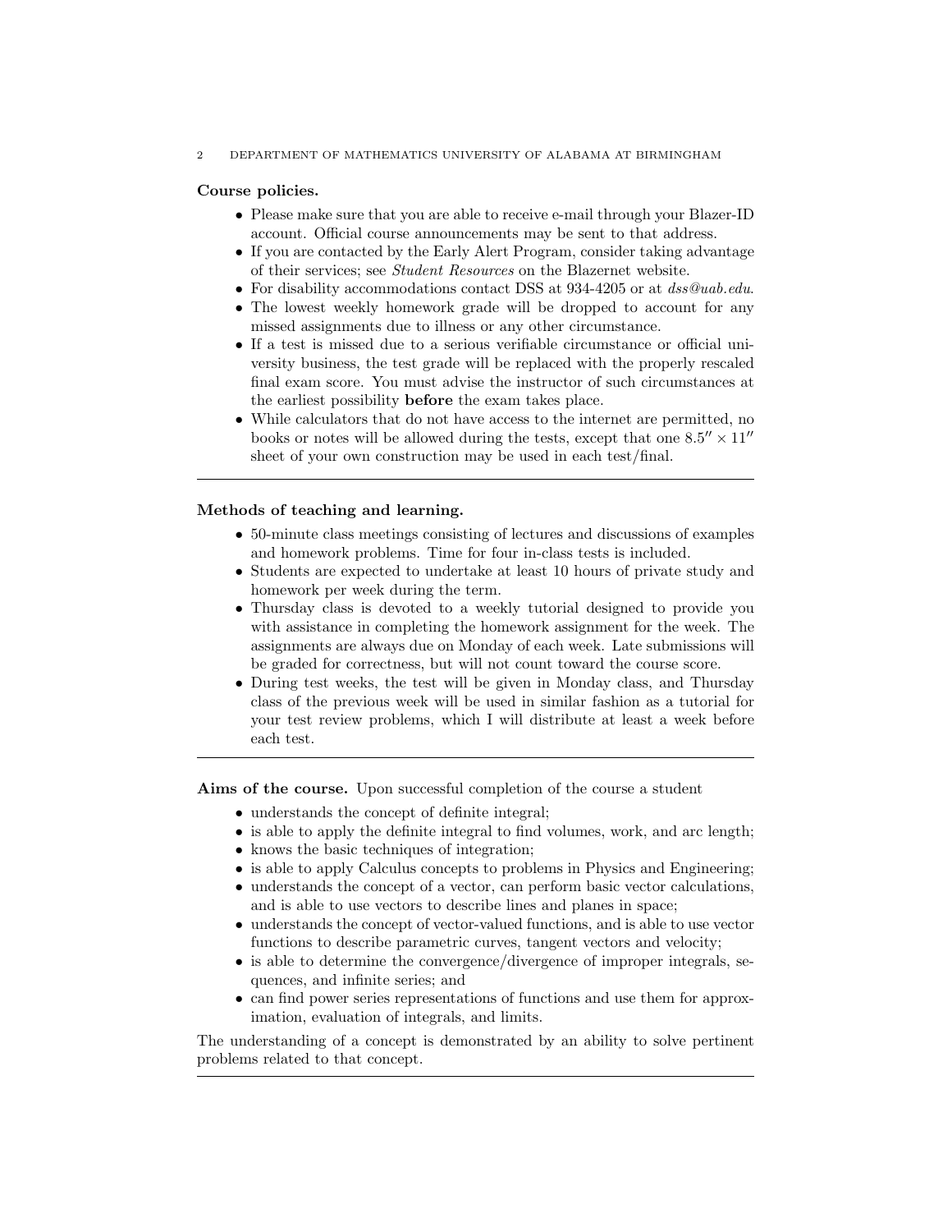**Course policies.**

- Please make sure that you are able to receive e-mail through your Blazer-ID account. Official course announcements may be sent to that address.
- If you are contacted by the Early Alert Program, consider taking advantage of their services; see *Student Resources* on the Blazernet website.
- For disability accommodations contact DSS at 934-4205 or at *dss@uab.edu*.
- The lowest weekly homework grade will be dropped to account for any missed assignments due to illness or any other circumstance.
- If a test is missed due to a serious verifiable circumstance or official university business, the test grade will be replaced with the properly rescaled final exam score. You must advise the instructor of such circumstances at the earliest possibility **before** the exam takes place.
- While calculators that do not have access to the internet are permitted, no books or notes will be allowed during the tests, except that one $8.5'' \times 11''$ sheet of your own construction may be used in each test/final.

---

**Methods of teaching and learning.**

- 50-minute class meetings consisting of lectures and discussions of examples and homework problems. Time for four in-class tests is included.
- Students are expected to undertake at least 10 hours of private study and homework per week during the term.
- Thursday class is devoted to a weekly tutorial designed to provide you with assistance in completing the homework assignment for the week. The assignments are always due on Monday of each week. Late submissions will be graded for correctness, but will not count toward the course score.
- During test weeks, the test will be given in Monday class, and Thursday class of the previous week will be used in similar fashion as a tutorial for your test review problems, which I will distribute at least a week before each test.

---

**Aims of the course.** Upon successful completion of the course a student

- understands the concept of definite integral;
- is able to apply the definite integral to find volumes, work, and arc length;
- knows the basic techniques of integration;
- is able to apply Calculus concepts to problems in Physics and Engineering;
- understands the concept of a vector, can perform basic vector calculations, and is able to use vectors to describe lines and planes in space;
- understands the concept of vector-valued functions, and is able to use vector functions to describe parametric curves, tangent vectors and velocity;
- is able to determine the convergence/divergence of improper integrals, sequences, and infinite series; and
- can find power series representations of functions and use them for approximation, evaluation of integrals, and limits.

The understanding of a concept is demonstrated by an ability to solve pertinent problems related to that concept.

---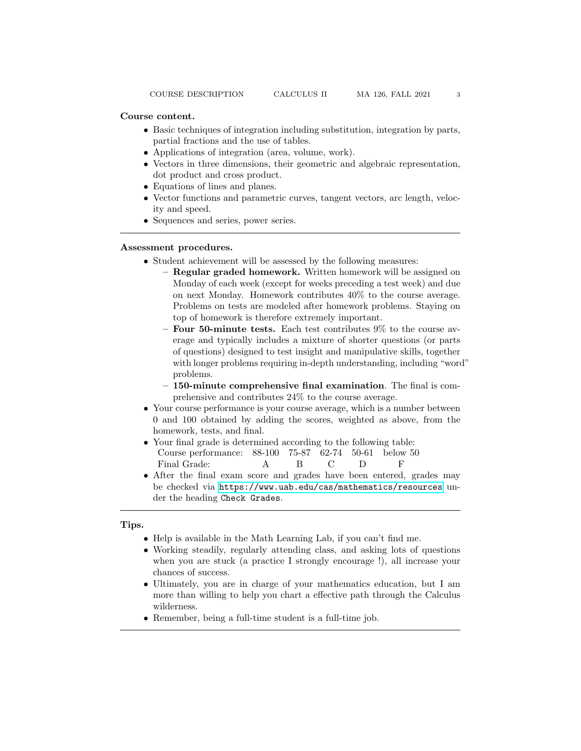**Course content.**

- Basic techniques of integration including substitution, integration by parts, partial fractions and the use of tables.
- Applications of integration (area, volume, work).
- Vectors in three dimensions, their geometric and algebraic representation, dot product and cross product.
- Equations of lines and planes.
- Vector functions and parametric curves, tangent vectors, arc length, velocity and speed.
- Sequences and series, power series.

---

**Assessment procedures.**

- Student achievement will be assessed by the following measures:
  - **Regular graded homework.** Written homework will be assigned on Monday of each week (except for weeks preceding a test week) and due on next Monday. Homework contributes 40% to the course average. Problems on tests are modeled after homework problems. Staying on top of homework is therefore extremely important.
  - **Four 50-minute tests.** Each test contributes 9% to the course average and typically includes a mixture of shorter questions (or parts of questions) designed to test insight and manipulative skills, together with longer problems requiring in-depth understanding, including "word" problems.
  - **150-minute comprehensive final examination**. The final is comprehensive and contributes 24% to the course average.
- Your course performance is your course average, which is a number between 0 and 100 obtained by adding the scores, weighted as above, from the homework, tests, and final.
- Your final grade is determined according to the following table:

| Course performance: | 88-100 | 75-87 | 62-74 | 50-61 | below 50 |
|---|---|---|---|---|---|
| Final Grade: | A | B | C | D | F |

- After the final exam score and grades have been entered, grades may be checked via https://www.uab.edu/cas/mathematics/resources under the heading `Check Grades`.

---

**Tips.**

- Help is available in the Math Learning Lab, if you can't find me.
- Working steadily, regularly attending class, and asking lots of questions when you are stuck (a practice I strongly encourage !), all increase your chances of success.
- Ultimately, you are in charge of your mathematics education, but I am more than willing to help you chart a effective path through the Calculus wilderness.
- Remember, being a full-time student is a full-time job.

---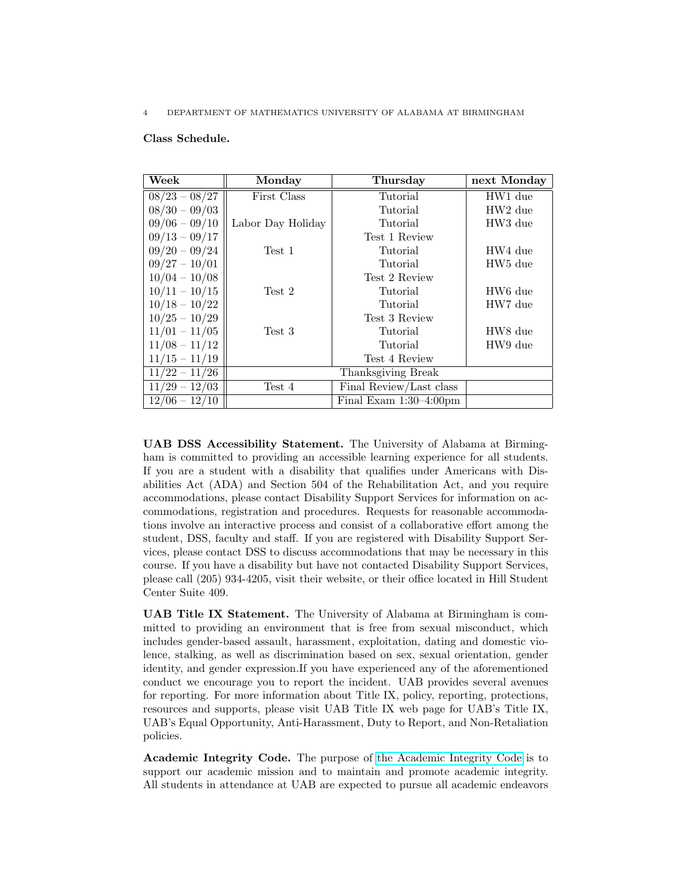**Class Schedule.**

| Week | Monday | Thursday | next Monday |
|---|---|---|---|
| 08/23 – 08/27 | First Class | Tutorial | HW1 due |
| 08/30 – 09/03 | | Tutorial | HW2 due |
| 09/06 – 09/10 | Labor Day Holiday | Tutorial | HW3 due |
| 09/13 – 09/17 | | Test 1 Review | |
| 09/20 – 09/24 | Test 1 | Tutorial | HW4 due |
| 09/27 – 10/01 | | Tutorial | HW5 due |
| 10/04 – 10/08 | | Test 2 Review | |
| 10/11 – 10/15 | Test 2 | Tutorial | HW6 due |
| 10/18 – 10/22 | | Tutorial | HW7 due |
| 10/25 – 10/29 | | Test 3 Review | |
| 11/01 – 11/05 | Test 3 | Tutorial | HW8 due |
| 11/08 – 11/12 | | Tutorial | HW9 due |
| 11/15 – 11/19 | | Test 4 Review | |
| 11/22 – 11/26 | Thanksgiving Break | | |
| 11/29 – 12/03 | Test 4 | Final Review/Last class | |
| 12/06 – 12/10 | | Final Exam 1:30–4:00pm | |

**UAB DSS Accessibility Statement.** The University of Alabama at Birmingham is committed to providing an accessible learning experience for all students. If you are a student with a disability that qualifies under Americans with Disabilities Act (ADA) and Section 504 of the Rehabilitation Act, and you require accommodations, please contact Disability Support Services for information on accommodations, registration and procedures. Requests for reasonable accommodations involve an interactive process and consist of a collaborative effort among the student, DSS, faculty and staff. If you are registered with Disability Support Services, please contact DSS to discuss accommodations that may be necessary in this course. If you have a disability but have not contacted Disability Support Services, please call (205) 934-4205, visit their website, or their office located in Hill Student Center Suite 409.

**UAB Title IX Statement.** The University of Alabama at Birmingham is committed to providing an environment that is free from sexual misconduct, which includes gender-based assault, harassment, exploitation, dating and domestic violence, stalking, as well as discrimination based on sex, sexual orientation, gender identity, and gender expression.If you have experienced any of the aforementioned conduct we encourage you to report the incident. UAB provides several avenues for reporting. For more information about Title IX, policy, reporting, protections, resources and supports, please visit UAB Title IX web page for UAB's Title IX, UAB's Equal Opportunity, Anti-Harassment, Duty to Report, and Non-Retaliation policies.

**Academic Integrity Code.** The purpose of the Academic Integrity Code is to support our academic mission and to maintain and promote academic integrity. All students in attendance at UAB are expected to pursue all academic endeavors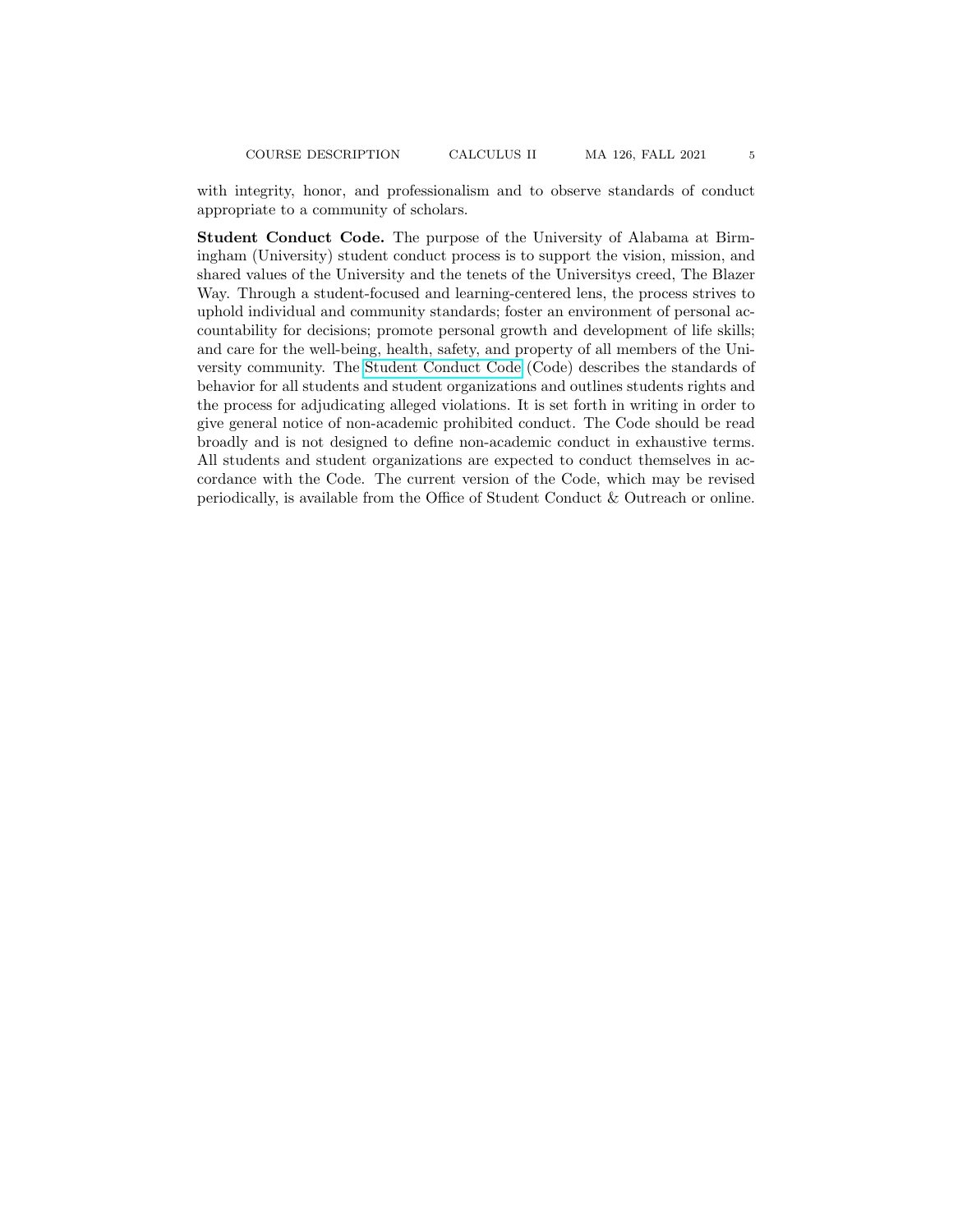with integrity, honor, and professionalism and to observe standards of conduct appropriate to a community of scholars.

**Student Conduct Code.** The purpose of the University of Alabama at Birmingham (University) student conduct process is to support the vision, mission, and shared values of the University and the tenets of the Universitys creed, The Blazer Way. Through a student-focused and learning-centered lens, the process strives to uphold individual and community standards; foster an environment of personal accountability for decisions; promote personal growth and development of life skills; and care for the well-being, health, safety, and property of all members of the University community. The Student Conduct Code (Code) describes the standards of behavior for all students and student organizations and outlines students rights and the process for adjudicating alleged violations. It is set forth in writing in order to give general notice of non-academic prohibited conduct. The Code should be read broadly and is not designed to define non-academic conduct in exhaustive terms. All students and student organizations are expected to conduct themselves in accordance with the Code. The current version of the Code, which may be revised periodically, is available from the Office of Student Conduct & Outreach or online.